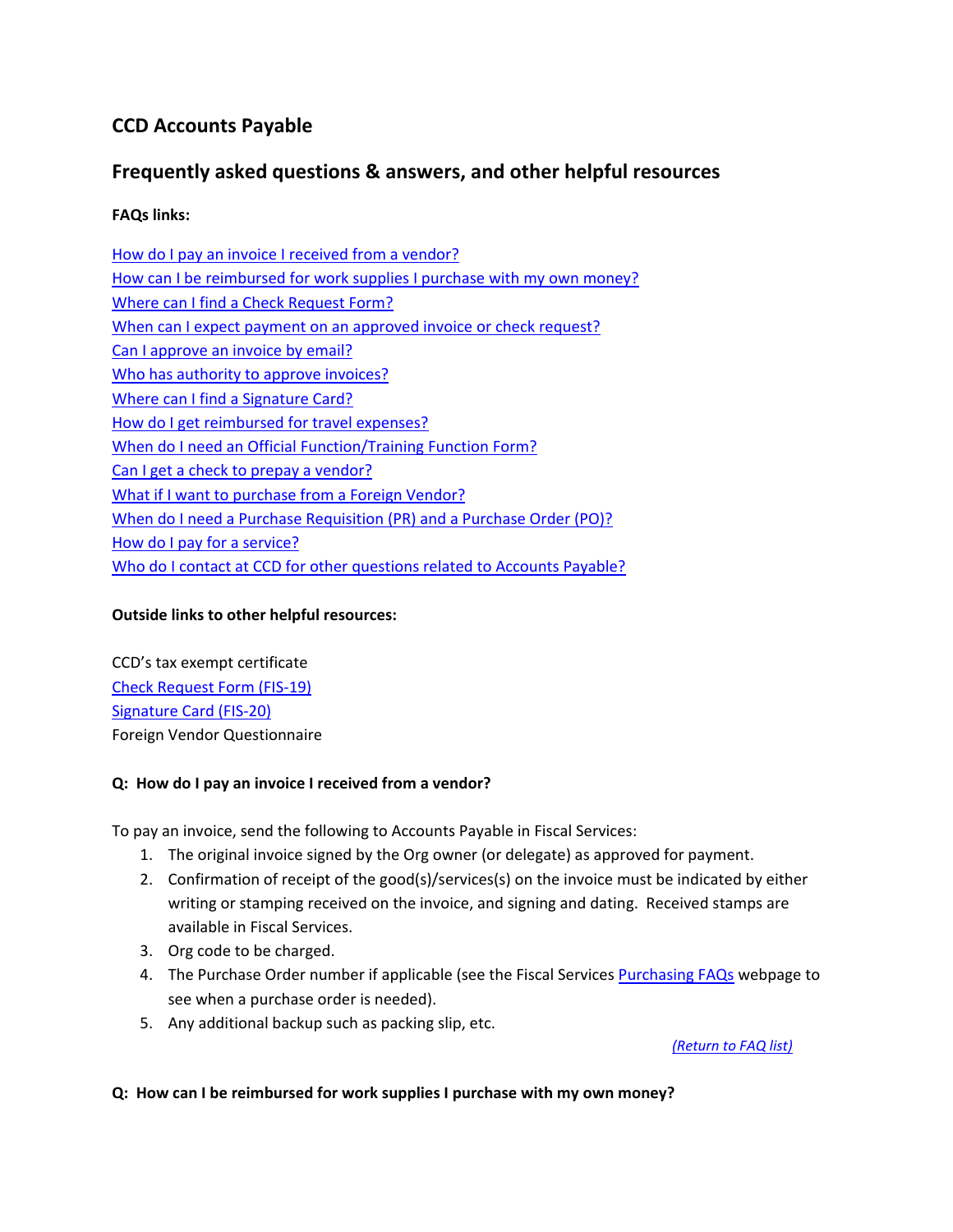# CCD Accounts Payable

## Frequently asked questions & answers, and other helpful resources

**FAQs links:**

How do I pay an invoice I received from a vendor?
How can I be reimbursed for work supplies I purchase with my own money?
Where can I find a Check Request Form?
When can I expect payment on an approved invoice or check request?
Can I approve an invoice by email?
Who has authority to approve invoices?
Where can I find a Signature Card?
How do I get reimbursed for travel expenses?
When do I need an Official Function/Training Function Form?
Can I get a check to prepay a vendor?
What if I want to purchase from a Foreign Vendor?
When do I need a Purchase Requisition (PR) and a Purchase Order (PO)?
How do I pay for a service?
Who do I contact at CCD for other questions related to Accounts Payable?

**Outside links to other helpful resources:**

CCD's tax exempt certificate
Check Request Form (FIS-19)
Signature Card (FIS-20)
Foreign Vendor Questionnaire

**Q: How do I pay an invoice I received from a vendor?**

To pay an invoice, send the following to Accounts Payable in Fiscal Services:

1. The original invoice signed by the Org owner (or delegate) as approved for payment.
2. Confirmation of receipt of the good(s)/services(s) on the invoice must be indicated by either writing or stamping received on the invoice, and signing and dating. Received stamps are available in Fiscal Services.
3. Org code to be charged.
4. The Purchase Order number if applicable (see the Fiscal Services Purchasing FAQs webpage to see when a purchase order is needed).
5. Any additional backup such as packing slip, etc.

*(Return to FAQ list)*

**Q: How can I be reimbursed for work supplies I purchase with my own money?**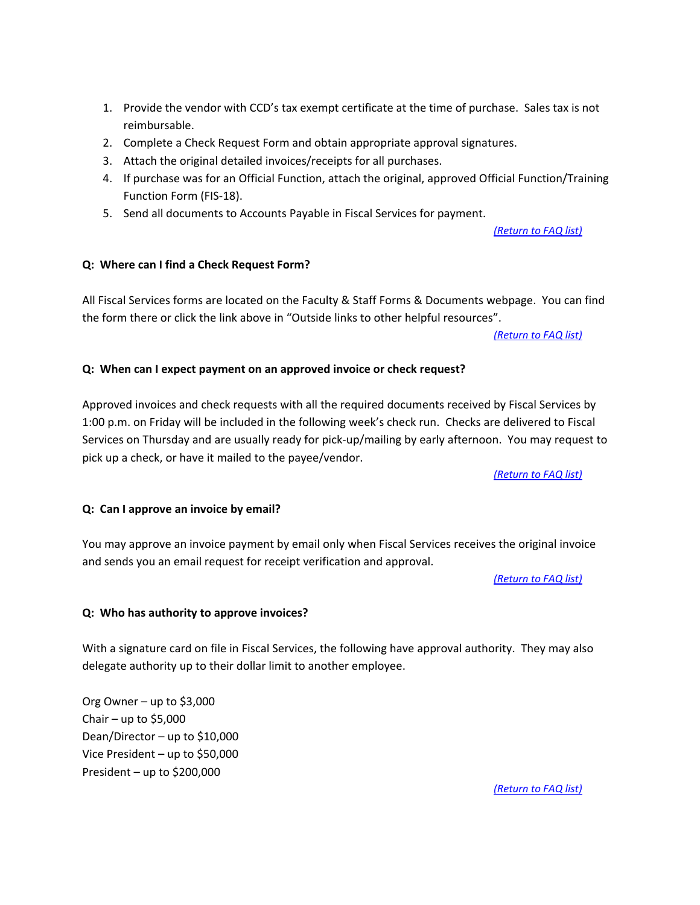1. Provide the vendor with CCD's tax exempt certificate at the time of purchase. Sales tax is not reimbursable.
2. Complete a Check Request Form and obtain appropriate approval signatures.
3. Attach the original detailed invoices/receipts for all purchases.
4. If purchase was for an Official Function, attach the original, approved Official Function/Training Function Form (FIS-18).
5. Send all documents to Accounts Payable in Fiscal Services for payment.

*(Return to FAQ list)*

**Q: Where can I find a Check Request Form?**

All Fiscal Services forms are located on the Faculty & Staff Forms & Documents webpage. You can find the form there or click the link above in "Outside links to other helpful resources".

*(Return to FAQ list)*

**Q: When can I expect payment on an approved invoice or check request?**

Approved invoices and check requests with all the required documents received by Fiscal Services by 1:00 p.m. on Friday will be included in the following week's check run. Checks are delivered to Fiscal Services on Thursday and are usually ready for pick-up/mailing by early afternoon. You may request to pick up a check, or have it mailed to the payee/vendor.

*(Return to FAQ list)*

**Q: Can I approve an invoice by email?**

You may approve an invoice payment by email only when Fiscal Services receives the original invoice and sends you an email request for receipt verification and approval.

*(Return to FAQ list)*

**Q: Who has authority to approve invoices?**

With a signature card on file in Fiscal Services, the following have approval authority. They may also delegate authority up to their dollar limit to another employee.

Org Owner – up to $3,000
Chair – up to $5,000
Dean/Director – up to $10,000
Vice President – up to $50,000
President – up to $200,000

*(Return to FAQ list)*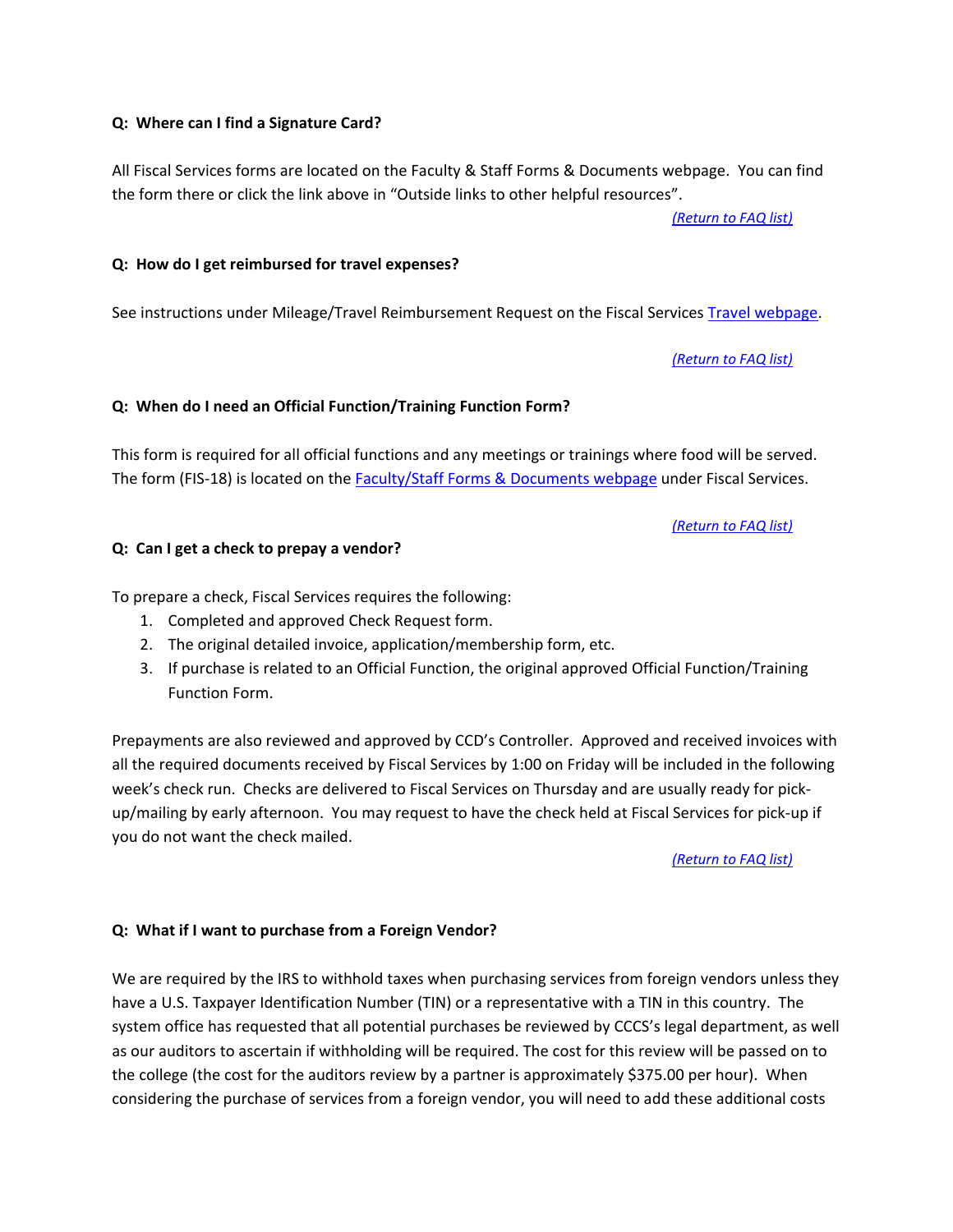**Q: Where can I find a Signature Card?**

All Fiscal Services forms are located on the Faculty & Staff Forms & Documents webpage. You can find the form there or click the link above in "Outside links to other helpful resources".

*(Return to FAQ list)*

**Q: How do I get reimbursed for travel expenses?**

See instructions under Mileage/Travel Reimbursement Request on the Fiscal Services Travel webpage.

*(Return to FAQ list)*

**Q: When do I need an Official Function/Training Function Form?**

This form is required for all official functions and any meetings or trainings where food will be served. The form (FIS-18) is located on the Faculty/Staff Forms & Documents webpage under Fiscal Services.

*(Return to FAQ list)*

**Q: Can I get a check to prepay a vendor?**

To prepare a check, Fiscal Services requires the following:

1. Completed and approved Check Request form.
2. The original detailed invoice, application/membership form, etc.
3. If purchase is related to an Official Function, the original approved Official Function/Training Function Form.

Prepayments are also reviewed and approved by CCD's Controller. Approved and received invoices with all the required documents received by Fiscal Services by 1:00 on Friday will be included in the following week's check run. Checks are delivered to Fiscal Services on Thursday and are usually ready for pick-up/mailing by early afternoon. You may request to have the check held at Fiscal Services for pick-up if you do not want the check mailed.

*(Return to FAQ list)*

**Q: What if I want to purchase from a Foreign Vendor?**

We are required by the IRS to withhold taxes when purchasing services from foreign vendors unless they have a U.S. Taxpayer Identification Number (TIN) or a representative with a TIN in this country. The system office has requested that all potential purchases be reviewed by CCCS's legal department, as well as our auditors to ascertain if withholding will be required. The cost for this review will be passed on to the college (the cost for the auditors review by a partner is approximately $375.00 per hour). When considering the purchase of services from a foreign vendor, you will need to add these additional costs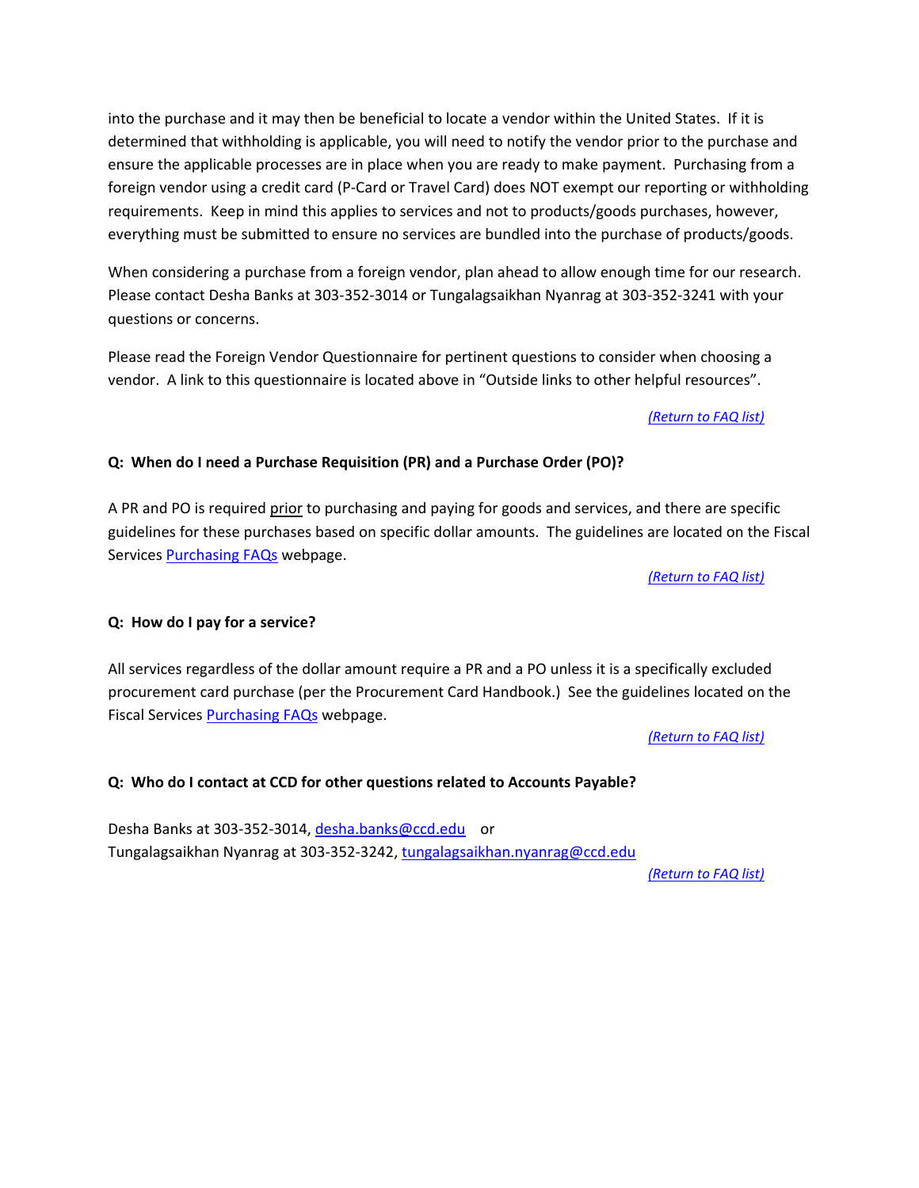into the purchase and it may then be beneficial to locate a vendor within the United States. If it is determined that withholding is applicable, you will need to notify the vendor prior to the purchase and ensure the applicable processes are in place when you are ready to make payment. Purchasing from a foreign vendor using a credit card (P-Card or Travel Card) does NOT exempt our reporting or withholding requirements. Keep in mind this applies to services and not to products/goods purchases, however, everything must be submitted to ensure no services are bundled into the purchase of products/goods.

When considering a purchase from a foreign vendor, plan ahead to allow enough time for our research. Please contact Desha Banks at 303-352-3014 or Tungalagsaikhan Nyanrag at 303-352-3241 with your questions or concerns.

Please read the Foreign Vendor Questionnaire for pertinent questions to consider when choosing a vendor. A link to this questionnaire is located above in "Outside links to other helpful resources".

*(Return to FAQ list)*

**Q: When do I need a Purchase Requisition (PR) and a Purchase Order (PO)?**

A PR and PO is required prior to purchasing and paying for goods and services, and there are specific guidelines for these purchases based on specific dollar amounts. The guidelines are located on the Fiscal Services Purchasing FAQs webpage.

*(Return to FAQ list)*

**Q: How do I pay for a service?**

All services regardless of the dollar amount require a PR and a PO unless it is a specifically excluded procurement card purchase (per the Procurement Card Handbook.) See the guidelines located on the Fiscal Services Purchasing FAQs webpage.

*(Return to FAQ list)*

**Q: Who do I contact at CCD for other questions related to Accounts Payable?**

Desha Banks at 303-352-3014, desha.banks@ccd.edu or
Tungalagsaikhan Nyanrag at 303-352-3242, tungalagsaikhan.nyanrag@ccd.edu

*(Return to FAQ list)*